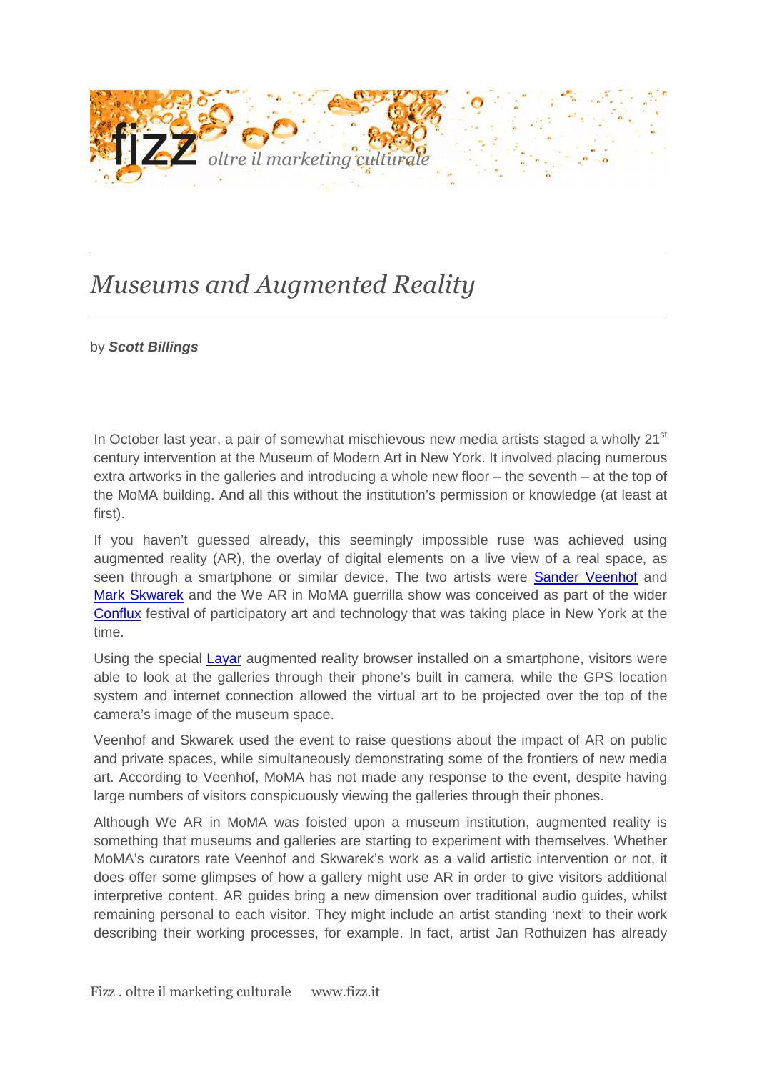# *Museums and Augmented Reality*

by ***Scott Billings***

In October last year, a pair of somewhat mischievous new media artists staged a wholly 21st century intervention at the Museum of Modern Art in New York. It involved placing numerous extra artworks in the galleries and introducing a whole new floor – the seventh – at the top of the MoMA building. And all this without the institution's permission or knowledge (at least at first).

If you haven't guessed already, this seemingly impossible ruse was achieved using augmented reality (AR), the overlay of digital elements on a live view of a real space, as seen through a smartphone or similar device. The two artists were Sander Veenhof and Mark Skwarek and the We AR in MoMA guerrilla show was conceived as part of the wider Conflux festival of participatory art and technology that was taking place in New York at the time.

Using the special Layar augmented reality browser installed on a smartphone, visitors were able to look at the galleries through their phone's built in camera, while the GPS location system and internet connection allowed the virtual art to be projected over the top of the camera's image of the museum space.

Veenhof and Skwarek used the event to raise questions about the impact of AR on public and private spaces, while simultaneously demonstrating some of the frontiers of new media art. According to Veenhof, MoMA has not made any response to the event, despite having large numbers of visitors conspicuously viewing the galleries through their phones.

Although We AR in MoMA was foisted upon a museum institution, augmented reality is something that museums and galleries are starting to experiment with themselves. Whether MoMA's curators rate Veenhof and Skwarek's work as a valid artistic intervention or not, it does offer some glimpses of how a gallery might use AR in order to give visitors additional interpretive content. AR guides bring a new dimension over traditional audio guides, whilst remaining personal to each visitor. They might include an artist standing 'next' to their work describing their working processes, for example. In fact, artist Jan Rothuizen has already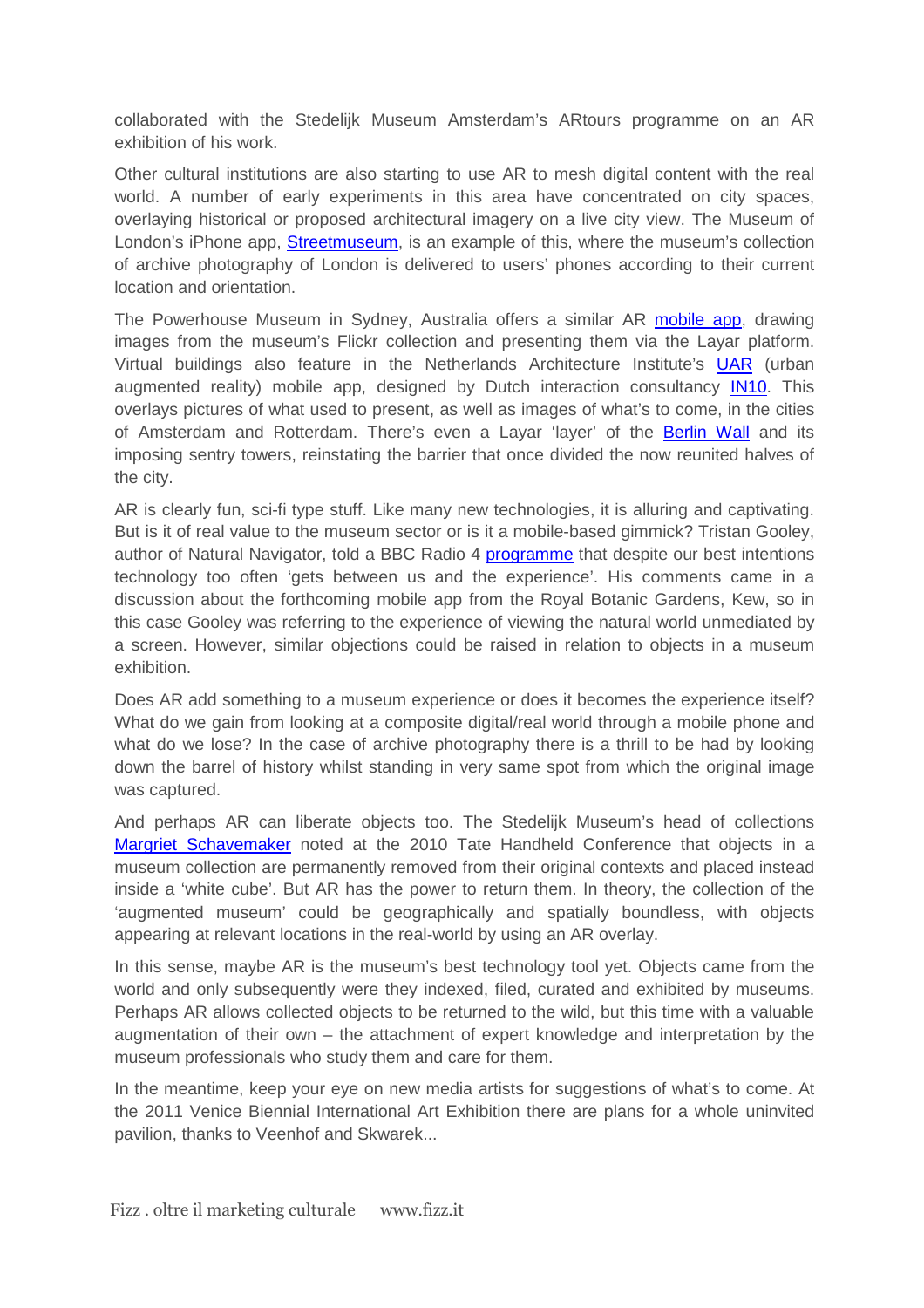collaborated with the Stedelijk Museum Amsterdam's ARtours programme on an AR exhibition of his work.

Other cultural institutions are also starting to use AR to mesh digital content with the real world. A number of early experiments in this area have concentrated on city spaces, overlaying historical or proposed architectural imagery on a live city view. The Museum of London's iPhone app, Streetmuseum, is an example of this, where the museum's collection of archive photography of London is delivered to users' phones according to their current location and orientation.

The Powerhouse Museum in Sydney, Australia offers a similar AR mobile app, drawing images from the museum's Flickr collection and presenting them via the Layar platform. Virtual buildings also feature in the Netherlands Architecture Institute's UAR (urban augmented reality) mobile app, designed by Dutch interaction consultancy IN10. This overlays pictures of what used to present, as well as images of what's to come, in the cities of Amsterdam and Rotterdam. There's even a Layar 'layer' of the Berlin Wall and its imposing sentry towers, reinstating the barrier that once divided the now reunited halves of the city.

AR is clearly fun, sci-fi type stuff. Like many new technologies, it is alluring and captivating. But is it of real value to the museum sector or is it a mobile-based gimmick? Tristan Gooley, author of Natural Navigator, told a BBC Radio 4 programme that despite our best intentions technology too often 'gets between us and the experience'. His comments came in a discussion about the forthcoming mobile app from the Royal Botanic Gardens, Kew, so in this case Gooley was referring to the experience of viewing the natural world unmediated by a screen. However, similar objections could be raised in relation to objects in a museum exhibition.

Does AR add something to a museum experience or does it becomes the experience itself? What do we gain from looking at a composite digital/real world through a mobile phone and what do we lose? In the case of archive photography there is a thrill to be had by looking down the barrel of history whilst standing in very same spot from which the original image was captured.

And perhaps AR can liberate objects too. The Stedelijk Museum's head of collections Margriet Schavemaker noted at the 2010 Tate Handheld Conference that objects in a museum collection are permanently removed from their original contexts and placed instead inside a 'white cube'. But AR has the power to return them. In theory, the collection of the 'augmented museum' could be geographically and spatially boundless, with objects appearing at relevant locations in the real-world by using an AR overlay.

In this sense, maybe AR is the museum's best technology tool yet. Objects came from the world and only subsequently were they indexed, filed, curated and exhibited by museums. Perhaps AR allows collected objects to be returned to the wild, but this time with a valuable augmentation of their own – the attachment of expert knowledge and interpretation by the museum professionals who study them and care for them.

In the meantime, keep your eye on new media artists for suggestions of what's to come. At the 2011 Venice Biennial International Art Exhibition there are plans for a whole uninvited pavilion, thanks to Veenhof and Skwarek...